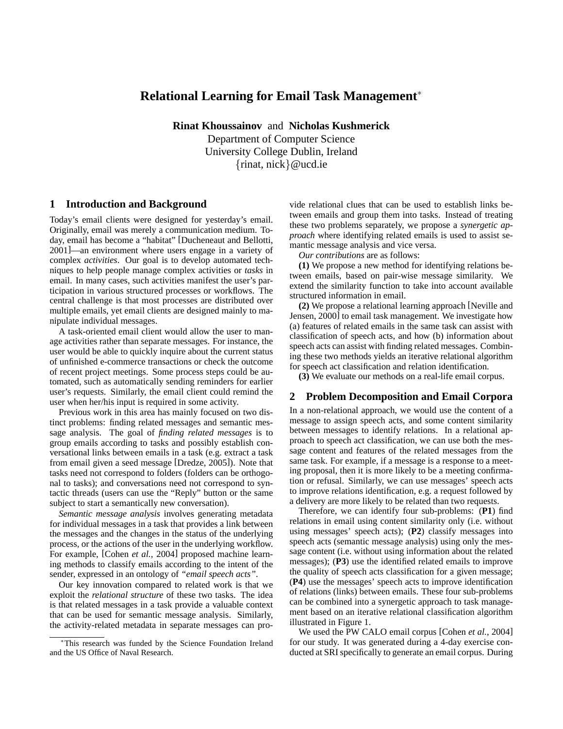# Relational Learning for Email Task Management*

**Rinat Khoussainov** and **Nicholas Kushmerick**
Department of Computer Science
University College Dublin, Ireland
{rinat, nick}@ucd.ie

## 1 Introduction and Background

Today's email clients were designed for yesterday's email. Originally, email was merely a communication medium. Today, email has become a "habitat" [Ducheneaut and Bellotti, 2001]—an environment where users engage in a variety of complex *activities*. Our goal is to develop automated techniques to help people manage complex activities or *tasks* in email. In many cases, such activities manifest the user's participation in various structured processes or workflows. The central challenge is that most processes are distributed over multiple emails, yet email clients are designed mainly to manipulate individual messages.

A task-oriented email client would allow the user to manage activities rather than separate messages. For instance, the user would be able to quickly inquire about the current status of unfinished e-commerce transactions or check the outcome of recent project meetings. Some process steps could be automated, such as automatically sending reminders for earlier user's requests. Similarly, the email client could remind the user when her/his input is required in some activity.

Previous work in this area has mainly focused on two distinct problems: finding related messages and semantic message analysis. The goal of *finding related messages* is to group emails according to tasks and possibly establish conversational links between emails in a task (e.g. extract a task from email given a seed message [Dredze, 2005]). Note that tasks need not correspond to folders (folders can be orthogonal to tasks); and conversations need not correspond to syntactic threads (users can use the "Reply" button or the same subject to start a semantically new conversation).

*Semantic message analysis* involves generating metadata for individual messages in a task that provides a link between the messages and the changes in the status of the underlying process, or the actions of the user in the underlying workflow. For example, [Cohen *et al.*, 2004] proposed machine learning methods to classify emails according to the intent of the sender, expressed in an ontology of *"email speech acts"*.

Our key innovation compared to related work is that we exploit the *relational structure* of these two tasks. The idea is that related messages in a task provide a valuable context that can be used for semantic message analysis. Similarly, the activity-related metadata in separate messages can provide relational clues that can be used to establish links between emails and group them into tasks. Instead of treating these two problems separately, we propose a *synergetic approach* where identifying related emails is used to assist semantic message analysis and vice versa.

*Our contributions* are as follows:

**(1)** We propose a new method for identifying relations between emails, based on pair-wise message similarity. We extend the similarity function to take into account available structured information in email.

**(2)** We propose a relational learning approach [Neville and Jensen, 2000] to email task management. We investigate how (a) features of related emails in the same task can assist with classification of speech acts, and how (b) information about speech acts can assist with finding related messages. Combining these two methods yields an iterative relational algorithm for speech act classification and relation identification.

**(3)** We evaluate our methods on a real-life email corpus.

## 2 Problem Decomposition and Email Corpora

In a non-relational approach, we would use the content of a message to assign speech acts, and some content similarity between messages to identify relations. In a relational approach to speech act classification, we can use both the message content and features of the related messages from the same task. For example, if a message is a response to a meeting proposal, then it is more likely to be a meeting confirmation or refusal. Similarly, we can use messages' speech acts to improve relations identification, e.g. a request followed by a delivery are more likely to be related than two requests.

Therefore, we can identify four sub-problems: (**P1**) find relations in email using content similarity only (i.e. without using messages' speech acts); (**P2**) classify messages into speech acts (semantic message analysis) using only the message content (i.e. without using information about the related messages); (**P3**) use the identified related emails to improve the quality of speech acts classification for a given message; (**P4**) use the messages' speech acts to improve identification of relations (links) between emails. These four sub-problems can be combined into a synergetic approach to task management based on an iterative relational classification algorithm illustrated in Figure 1.

We used the PW CALO email corpus [Cohen *et al.*, 2004] for our study. It was generated during a 4-day exercise conducted at SRI specifically to generate an email corpus. During

*This research was funded by the Science Foundation Ireland and the US Office of Naval Research.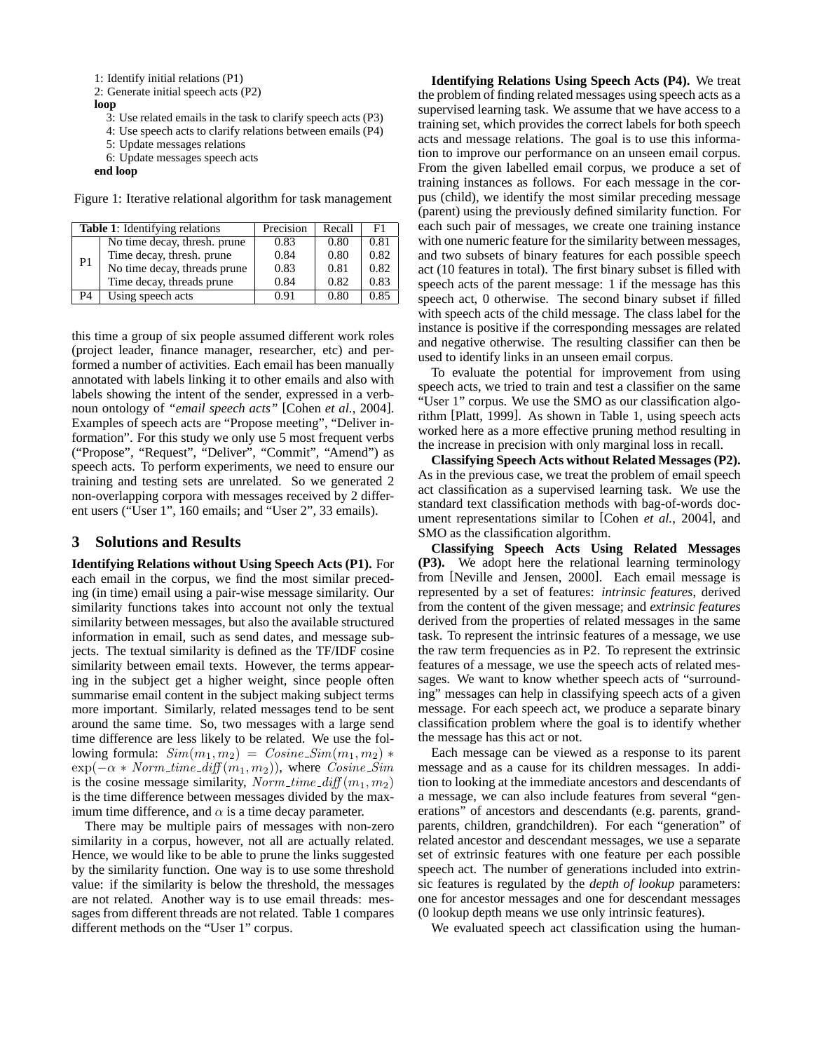1: Identify initial relations (P1)
2: Generate initial speech acts (P2)
**loop**
  3: Use related emails in the task to clarify speech acts (P3)
  4: Use speech acts to clarify relations between emails (P4)
  5: Update messages relations
  6: Update messages speech acts
**end loop**

Figure 1: Iterative relational algorithm for task management

| **Table 1**: Identifying relations | | Precision | Recall | F1 |
|---|---|---|---|---|
| P1 | No time decay, thresh. prune | 0.83 | 0.80 | 0.81 |
| | Time decay, thresh. prune | 0.84 | 0.80 | 0.82 |
| | No time decay, threads prune | 0.83 | 0.81 | 0.82 |
| | Time decay, threads prune | 0.84 | 0.82 | 0.83 |
| P4 | Using speech acts | 0.91 | 0.80 | 0.85 |

this time a group of six people assumed different work roles (project leader, finance manager, researcher, etc) and performed a number of activities. Each email has been manually annotated with labels linking it to other emails and also with labels showing the intent of the sender, expressed in a verb-noun ontology of *"email speech acts"* [Cohen *et al.*, 2004]. Examples of speech acts are "Propose meeting", "Deliver information". For this study we only use 5 most frequent verbs ("Propose", "Request", "Deliver", "Commit", "Amend") as speech acts. To perform experiments, we need to ensure our training and testing sets are unrelated. So we generated 2 non-overlapping corpora with messages received by 2 different users ("User 1", 160 emails; and "User 2", 33 emails).

## 3 Solutions and Results

**Identifying Relations without Using Speech Acts (P1).** For each email in the corpus, we find the most similar preceding (in time) email using a pair-wise message similarity. Our similarity functions takes into account not only the textual similarity between messages, but also the available structured information in email, such as send dates, and message subjects. The textual similarity is defined as the TF/IDF cosine similarity between email texts. However, the terms appearing in the subject get a higher weight, since people often summarise email content in the subject making subject terms more important. Similarly, related messages tend to be sent around the same time. So, two messages with a large send time difference are less likely to be related. We use the following formula: $Sim(m_1, m_2) = Cosine\_Sim(m_1, m_2) * \exp(-\alpha * Norm\_time\_diff(m_1, m_2))$, where $Cosine\_Sim$ is the cosine message similarity, $Norm\_time\_diff(m_1, m_2)$ is the time difference between messages divided by the maximum time difference, and $\alpha$ is a time decay parameter.

There may be multiple pairs of messages with non-zero similarity in a corpus, however, not all are actually related. Hence, we would like to be able to prune the links suggested by the similarity function. One way is to use some threshold value: if the similarity is below the threshold, the messages are not related. Another way is to use email threads: messages from different threads are not related. Table 1 compares different methods on the "User 1" corpus.

**Identifying Relations Using Speech Acts (P4).** We treat the problem of finding related messages using speech acts as a supervised learning task. We assume that we have access to a training set, which provides the correct labels for both speech acts and message relations. The goal is to use this information to improve our performance on an unseen email corpus. From the given labelled email corpus, we produce a set of training instances as follows. For each message in the corpus (child), we identify the most similar preceding message (parent) using the previously defined similarity function. For each such pair of messages, we create one training instance with one numeric feature for the similarity between messages, and two subsets of binary features for each possible speech act (10 features in total). The first binary subset is filled with speech acts of the parent message: 1 if the message has this speech act, 0 otherwise. The second binary subset if filled with speech acts of the child message. The class label for the instance is positive if the corresponding messages are related and negative otherwise. The resulting classifier can then be used to identify links in an unseen email corpus.

To evaluate the potential for improvement from using speech acts, we tried to train and test a classifier on the same "User 1" corpus. We use the SMO as our classification algorithm [Platt, 1999]. As shown in Table 1, using speech acts worked here as a more effective pruning method resulting in the increase in precision with only marginal loss in recall.

**Classifying Speech Acts without Related Messages (P2).** As in the previous case, we treat the problem of email speech act classification as a supervised learning task. We use the standard text classification methods with bag-of-words document representations similar to [Cohen *et al.*, 2004], and SMO as the classification algorithm.

**Classifying Speech Acts Using Related Messages (P3).** We adopt here the relational learning terminology from [Neville and Jensen, 2000]. Each email message is represented by a set of features: *intrinsic features*, derived from the content of the given message; and *extrinsic features* derived from the properties of related messages in the same task. To represent the intrinsic features of a message, we use the raw term frequencies as in P2. To represent the extrinsic features of a message, we use the speech acts of related messages. We want to know whether speech acts of "surrounding" messages can help in classifying speech acts of a given message. For each speech act, we produce a separate binary classification problem where the goal is to identify whether the message has this act or not.

Each message can be viewed as a response to its parent message and as a cause for its children messages. In addition to looking at the immediate ancestors and descendants of a message, we can also include features from several "generations" of ancestors and descendants (e.g. parents, grandparents, children, grandchildren). For each "generation" of related ancestor and descendant messages, we use a separate set of extrinsic features with one feature per each possible speech act. The number of generations included into extrinsic features is regulated by the *depth of lookup* parameters: one for ancestor messages and one for descendant messages (0 lookup depth means we use only intrinsic features).

We evaluated speech act classification using the human-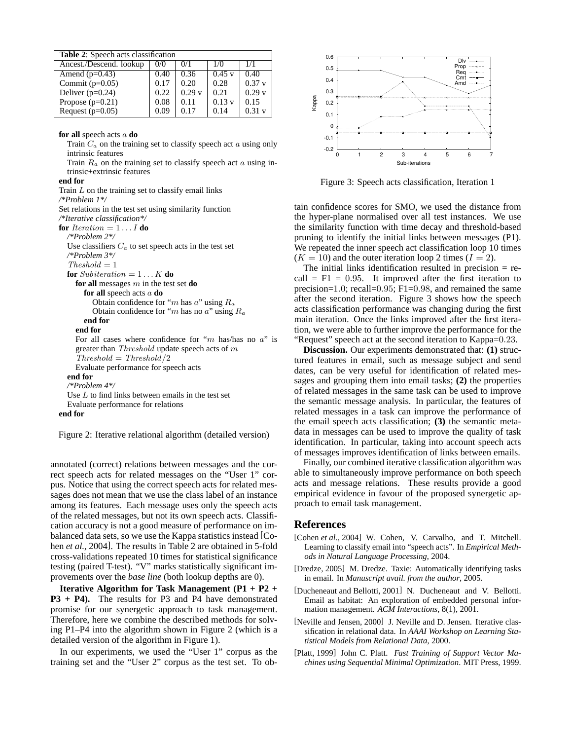**Table 2**: Speech acts classification

| Ancest./Descend. lookup | 0/0 | 0/1 | 1/0 | 1/1 |
|---|---|---|---|---|
| Amend (p=0.43) | 0.40 | 0.36 | 0.45 v | 0.40 |
| Commit (p=0.05) | 0.17 | 0.20 | 0.28 | 0.37 v |
| Deliver (p=0.24) | 0.22 | 0.29 v | 0.21 | 0.29 v |
| Propose (p=0.21) | 0.08 | 0.11 | 0.13 v | 0.15 |
| Request (p=0.05) | 0.09 | 0.17 | 0.14 | 0.31 v |

**for all** speech acts $a$ **do**
  Train $C_a$ on the training set to classify speech act $a$ using only intrinsic features
  Train $R_a$ on the training set to classify speech act $a$ using intrinsic+extrinsic features
**end for**
Train $L$ on the training set to classify email links
***/\*Problem 1\*/***
Set relations in the test set using similarity function
***/\*Iterative classification\*/***
**for** $Iteration = 1 \ldots I$ **do**
  ***/\*Problem 2\*/***
  Use classifiers $C_a$ to set speech acts in the test set
  ***/\*Problem 3\*/***
  $Theshold = 1$
  **for** $Subiteration = 1 \ldots K$ **do**
    **for all** messages $m$ in the test set **do**
      **for all** speech acts $a$ **do**
        Obtain confidence for "$m$ has $a$" using $R_a$
        Obtain confidence for "$m$ has no $a$" using $R_a$
      **end for**
    **end for**
    For all cases where confidence for "$m$ has/has no $a$" is greater than $Threshold$ update speech acts of $m$
    $Threshold = Threshold/2$
    Evaluate performance for speech acts
  **end for**
  ***/\*Problem 4\*/***
  Use $L$ to find links between emails in the test set
  Evaluate performance for relations
**end for**

Figure 2: Iterative relational algorithm (detailed version)

annotated (correct) relations between messages and the correct speech acts for related messages on the "User 1" corpus. Notice that using the correct speech acts for related messages does not mean that we use the class label of an instance among its features. Each message uses only the speech acts of the related messages, but not its own speech acts. Classification accuracy is not a good measure of performance on imbalanced data sets, so we use the Kappa statistics instead [Cohen *et al.*, 2004]. The results in Table 2 are obtained in 5-fold cross-validations repeated 10 times for statistical significance testing (paired T-test). "V" marks statistically significant improvements over the *base line* (both lookup depths are 0).

**Iterative Algorithm for Task Management (P1 + P2 + P3 + P4).** The results for P3 and P4 have demonstrated promise for our synergetic approach to task management. Therefore, here we combine the described methods for solving P1–P4 into the algorithm shown in Figure 2 (which is a detailed version of the algorithm in Figure 1).

In our experiments, we used the "User 1" corpus as the training set and the "User 2" corpus as the test set. To obtain confidence scores for SMO, we used the distance from the hyper-plane normalised over all test instances. We use the similarity function with time decay and threshold-based pruning to identify the initial links between messages (P1). We repeated the inner speech act classification loop 10 times ($K = 10$) and the outer iteration loop 2 times ($I = 2$).

Kappa
Sub-iterations
Dlv
Prop
Req
Cmt
Amd
0.6
0.5
0.4
0.3
0.2
0.1
0
-0.1
-0.2
0 1 2 3 4 5 6 7

Figure 3: Speech acts classification, Iteration 1

The initial links identification resulted in precision = recall = F1 = 0.95. It improved after the first iteration to precision=1.0; recall=0.95; F1=0.98, and remained the same after the second iteration. Figure 3 shows how the speech acts classification performance was changing during the first main iteration. Once the links improved after the first iteration, we were able to further improve the performance for the "Request" speech act at the second iteration to Kappa=0.23.

**Discussion.** Our experiments demonstrated that: **(1)** structured features in email, such as message subject and send dates, can be very useful for identification of related messages and grouping them into email tasks; **(2)** the properties of related messages in the same task can be used to improve the semantic message analysis. In particular, the features of related messages in a task can improve the performance of the email speech acts classification; **(3)** the semantic metadata in messages can be used to improve the quality of task identification. In particular, taking into account speech acts of messages improves identification of links between emails.

Finally, our combined iterative classification algorithm was able to simultaneously improve performance on both speech acts and message relations. These results provide a good empirical evidence in favour of the proposed synergetic approach to email task management.

## References

[Cohen *et al.*, 2004] W. Cohen, V. Carvalho, and T. Mitchell. Learning to classify email into "speech acts". In *Empirical Methods in Natural Language Processing*, 2004.

[Dredze, 2005] M. Dredze. Taxie: Automatically identifying tasks in email. In *Manuscript avail. from the author*, 2005.

[Ducheneaut and Bellotti, 2001] N. Ducheneaut and V. Bellotti. Email as habitat: An exploration of embedded personal information management. *ACM Interactions*, 8(1), 2001.

[Neville and Jensen, 2000] J. Neville and D. Jensen. Iterative classification in relational data. In *AAAI Workshop on Learning Statistical Models from Relational Data*, 2000.

[Platt, 1999] John C. Platt. *Fast Training of Support Vector Machines using Sequential Minimal Optimization*. MIT Press, 1999.